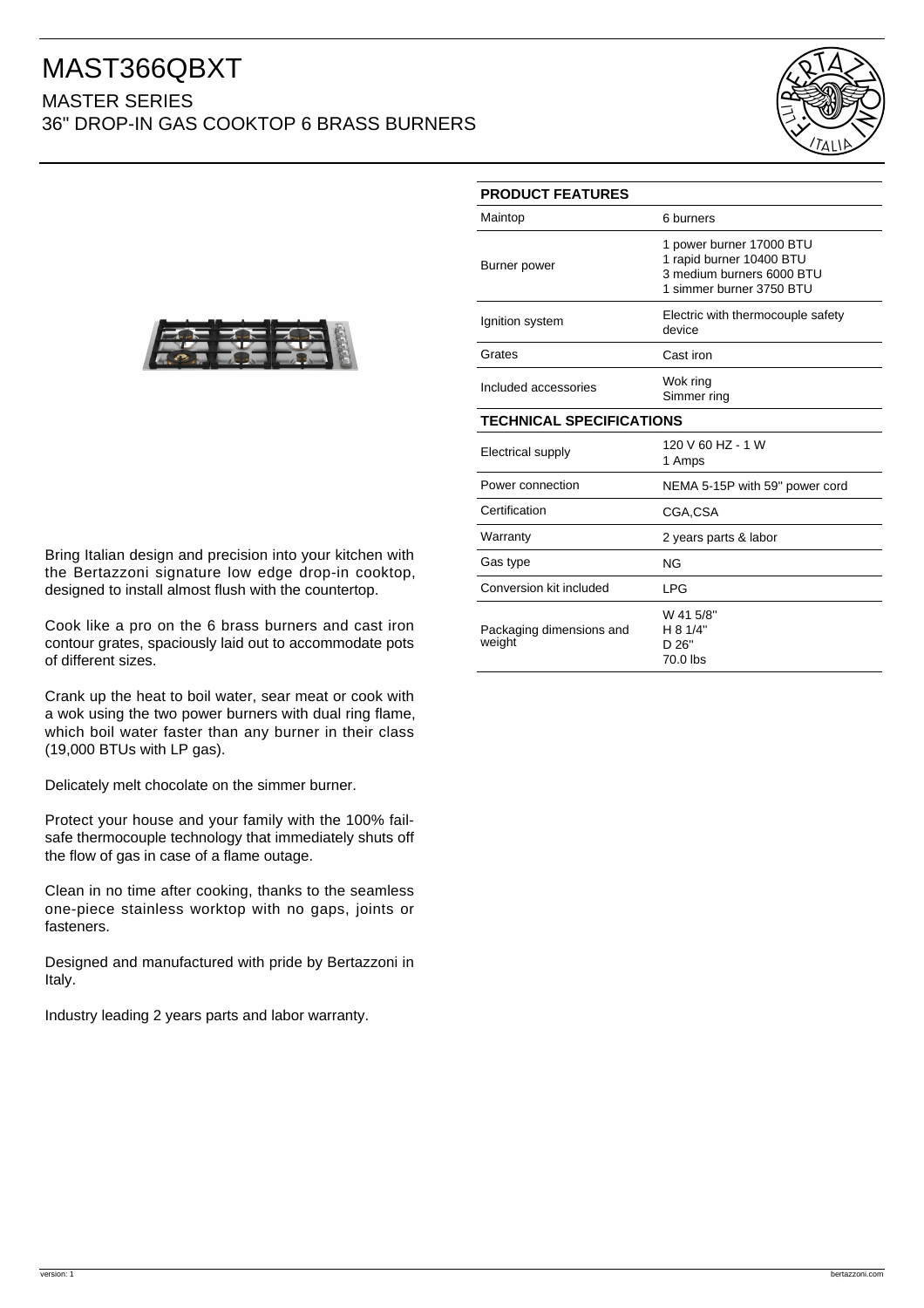# MAST366QBXT

## MASTER SERIES

## 36" DROP-IN GAS COOKTOP 6 BRASS BURNERS

Bring Italian design and precision into your kitchen with the Bertazzoni signature low edge drop-in cooktop, designed to install almost flush with the countertop.

Cook like a pro on the 6 brass burners and cast iron contour grates, spaciously laid out to accommodate pots of different sizes.

Crank up the heat to boil water, sear meat or cook with a wok using the two power burners with dual ring flame, which boil water faster than any burner in their class (19,000 BTUs with LP gas).

Delicately melt chocolate on the simmer burner.

Protect your house and your family with the 100% fail-safe thermocouple technology that immediately shuts off the flow of gas in case of a flame outage.

Clean in no time after cooking, thanks to the seamless one-piece stainless worktop with no gaps, joints or fasteners.

Designed and manufactured with pride by Bertazzoni in Italy.

Industry leading 2 years parts and labor warranty.

| PRODUCT FEATURES | |
|---|---|
| Maintop | 6 burners |
| Burner power | 1 power burner 17000 BTU<br>1 rapid burner 10400 BTU<br>3 medium burners 6000 BTU<br>1 simmer burner 3750 BTU |
| Ignition system | Electric with thermocouple safety device |
| Grates | Cast iron |
| Included accessories | Wok ring<br>Simmer ring |
| **TECHNICAL SPECIFICATIONS** | |
| Electrical supply | 120 V 60 HZ - 1 W<br>1 Amps |
| Power connection | NEMA 5-15P with 59" power cord |
| Certification | CGA,CSA |
| Warranty | 2 years parts & labor |
| Gas type | NG |
| Conversion kit included | LPG |
| Packaging dimensions and weight | W 41 5/8"<br>H 8 1/4"<br>D 26"<br>70.0 lbs |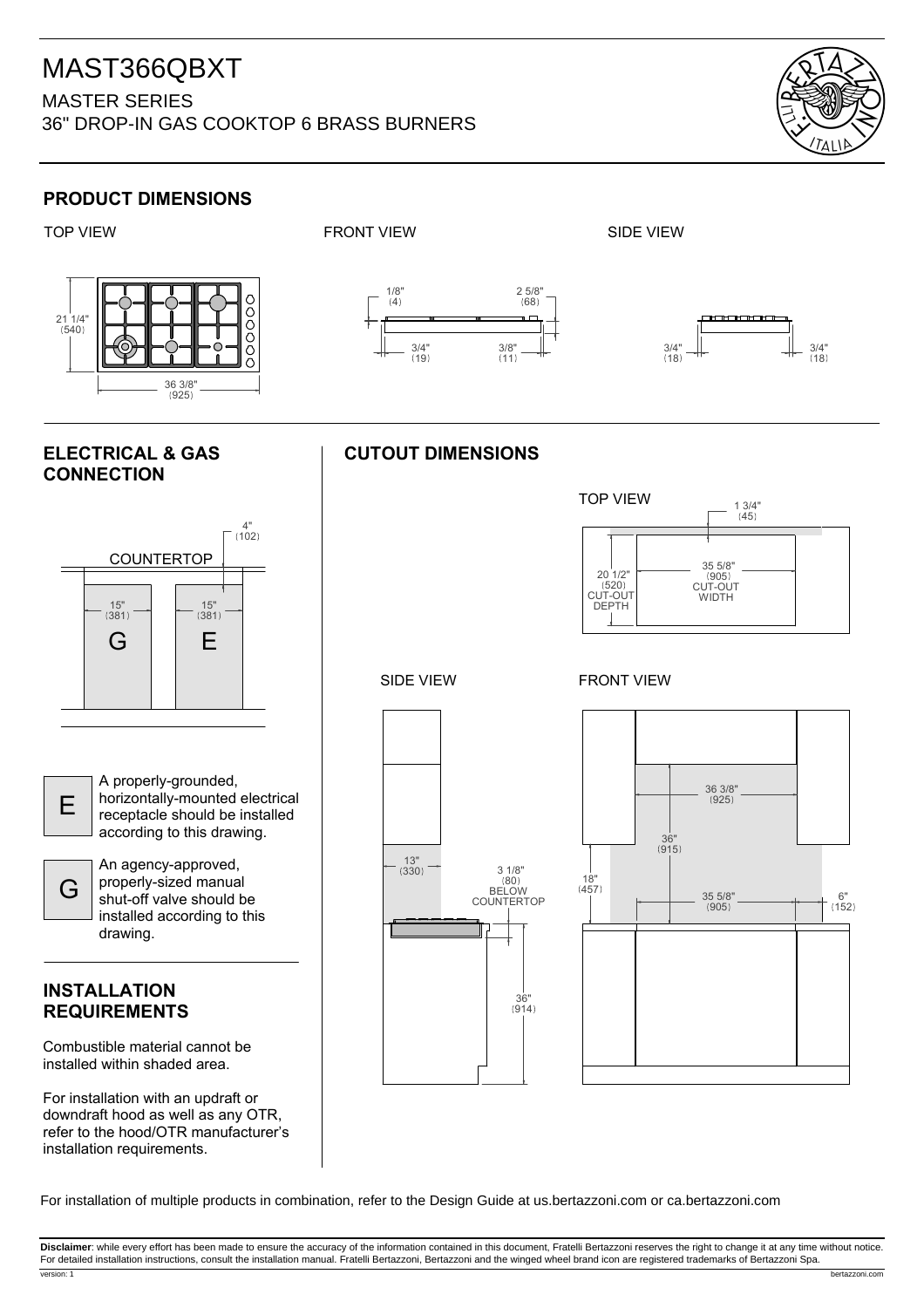# MAST366QBXT

## MASTER SERIES
## 36" DROP-IN GAS COOKTOP 6 BRASS BURNERS

## PRODUCT DIMENSIONS

TOP VIEW

21 1/4" (540)
36 3/8" (925)

FRONT VIEW

1/8" (4)
2 5/8" (68)
3/4" (19)
3/8" (11)

SIDE VIEW

3/4" (18)
3/4" (18)

## ELECTRICAL & GAS CONNECTION

COUNTERTOP
4" (102)
15" (381)
15" (381)
G
E

**E** A properly-grounded, horizontally-mounted electrical receptacle should be installed according to this drawing.

**G** An agency-approved, properly-sized manual shut-off valve should be installed according to this drawing.

## INSTALLATION REQUIREMENTS

Combustible material cannot be installed within shaded area.

For installation with an updraft or downdraft hood as well as any OTR, refer to the hood/OTR manufacturer's installation requirements.

## CUTOUT DIMENSIONS

TOP VIEW

1 3/4" (45)
20 1/2" (520) CUT-OUT DEPTH
35 5/8" (905) CUT-OUT WIDTH

SIDE VIEW

13" (330)
3 1/8" (80) BELOW COUNTERTOP
36" (914)

FRONT VIEW

36 3/8" (925)
36" (915)
18" (457)
35 5/8" (905)
6" (152)

For installation of multiple products in combination, refer to the Design Guide at us.bertazzoni.com or ca.bertazzoni.com

**Disclaimer**: while every effort has been made to ensure the accuracy of the information contained in this document, Fratelli Bertazzoni reserves the right to change it at any time without notice. For detailed installation instructions, consult the installation manual. Fratelli Bertazzoni, Bertazzoni and the winged wheel brand icon are registered trademarks of Bertazzoni Spa.

version: 1